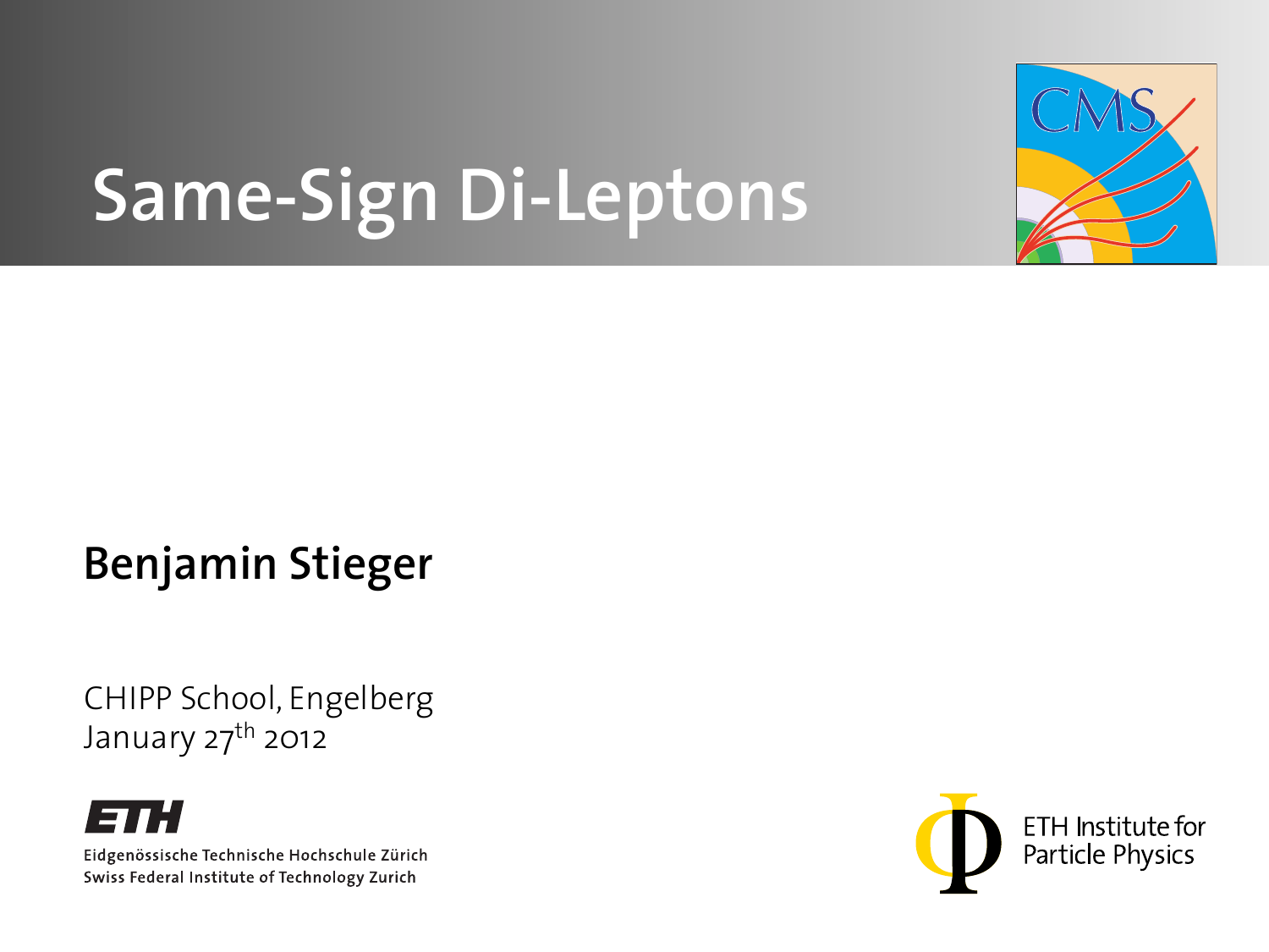# Same-Sign Di-Leptons

**Benjamin Stieger**

CHIPP School, Engelberg
January 27$^{th}$ 2012

ETH
Eidgenössische Technische Hochschule Zürich
Swiss Federal Institute of Technology Zurich

ETH Institute for Particle Physics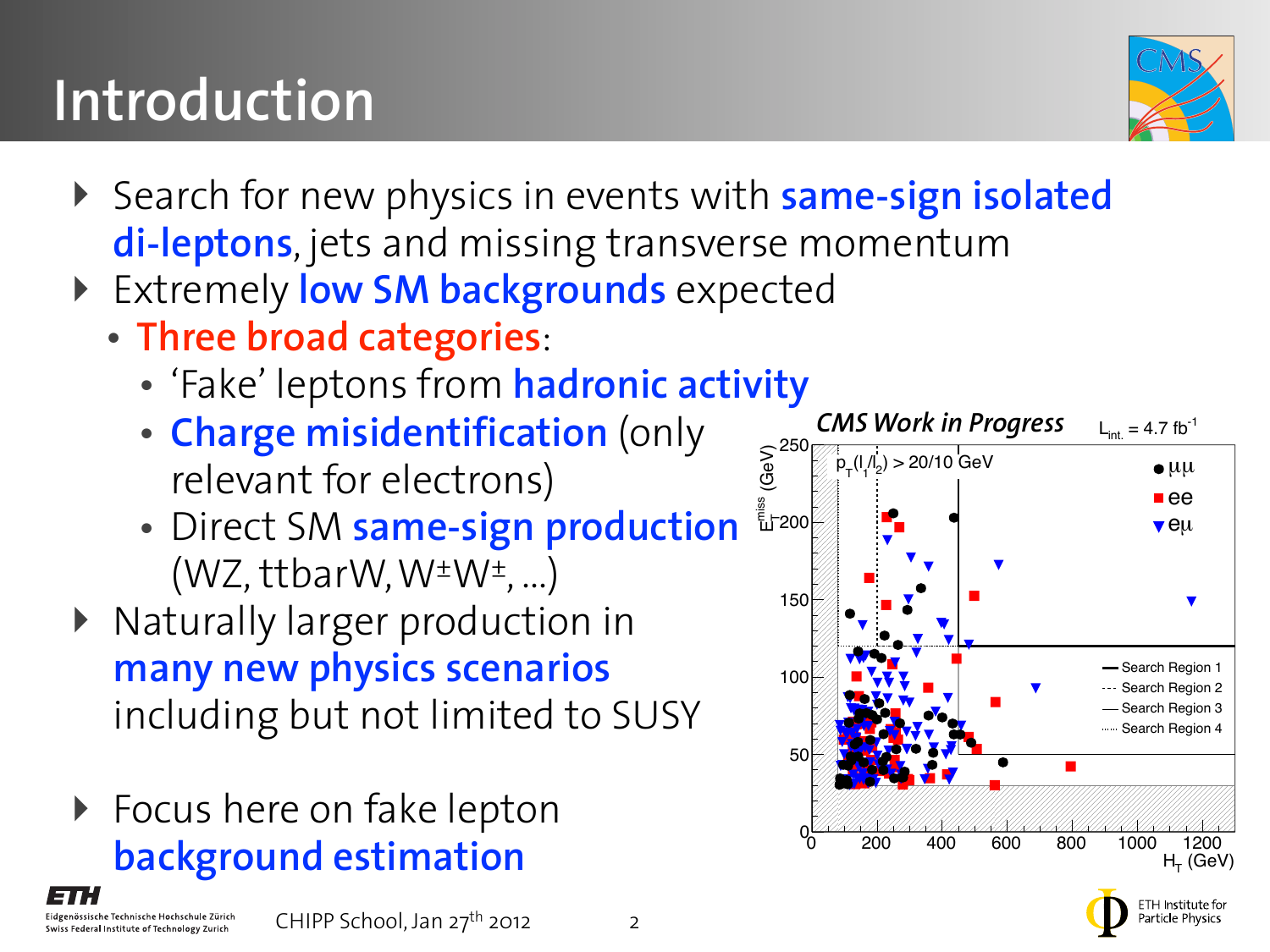# Introduction

- Search for new physics in events with **same-sign isolated di-leptons**, jets and missing transverse momentum
- Extremely **low SM backgrounds** expected
  - **Three broad categories**:
    - 'Fake' leptons from **hadronic activity**
    - **Charge misidentification** (only relevant for electrons)
    - Direct SM **same-sign production** (WZ, ttbarW, $W^{\pm}W^{\pm}$, …)
- Naturally larger production in **many new physics scenarios** including but not limited to SUSY
- Focus here on fake lepton **background estimation**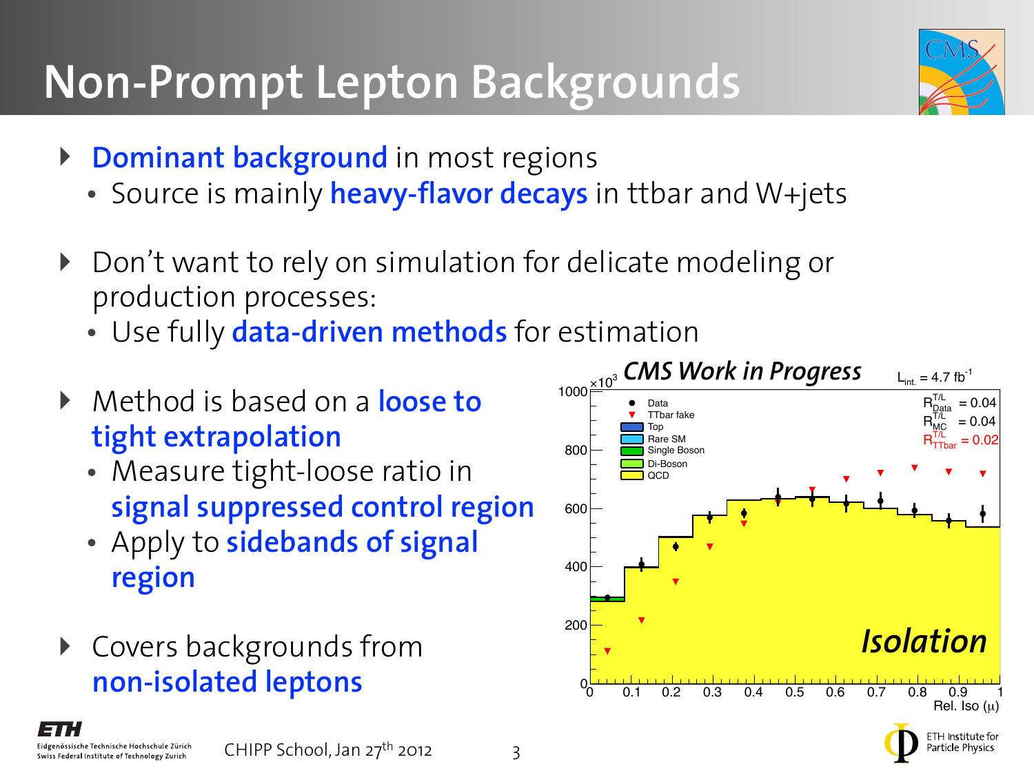# Non-Prompt Lepton Backgrounds

- **Dominant background** in most regions
  - Source is mainly **heavy-flavor decays** in ttbar and W+jets
- Don't want to rely on simulation for delicate modeling or production processes:
  - Use fully **data-driven methods** for estimation
- Method is based on a **loose to tight extrapolation**
  - Measure tight-loose ratio in **signal suppressed control region**
  - Apply to **sidebands of signal region**
- Covers backgrounds from **non-isolated leptons**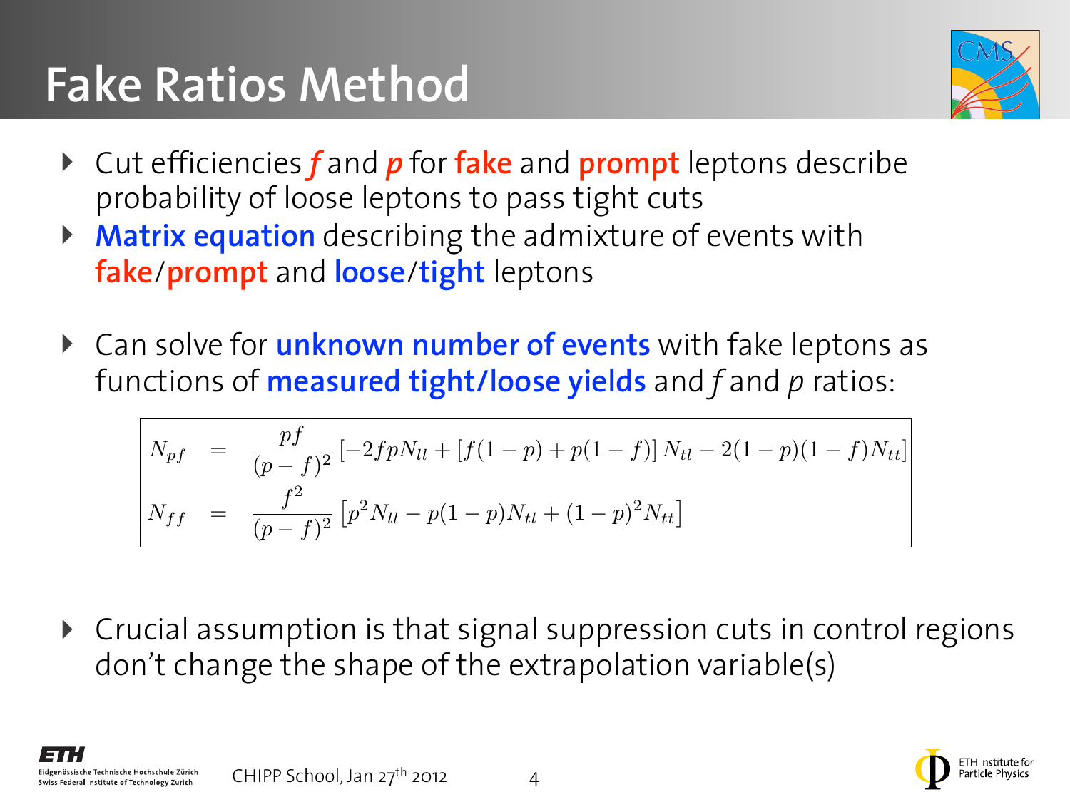# Fake Ratios Method

- Cut efficiencies ***f*** and ***p*** for **fake** and **prompt** leptons describe probability of loose leptons to pass tight cuts
- **Matrix equation** describing the admixture of events with **fake**/**prompt** and **loose**/**tight** leptons
- Can solve for **unknown number of events** with fake leptons as functions of **measured tight/loose yields** and $f$ and $p$ ratios:

$$
\begin{aligned}
N_{pf} &= \frac{pf}{(p-f)^2}\left[-2fpN_{ll} + \left[f(1-p) + p(1-f)\right]N_{tl} - 2(1-p)(1-f)N_{tt}\right] \\
N_{ff} &= \frac{f^2}{(p-f)^2}\left[p^2 N_{ll} - p(1-p)N_{tl} + (1-p)^2 N_{tt}\right]
\end{aligned}
$$

- Crucial assumption is that signal suppression cuts in control regions don't change the shape of the extrapolation variable(s)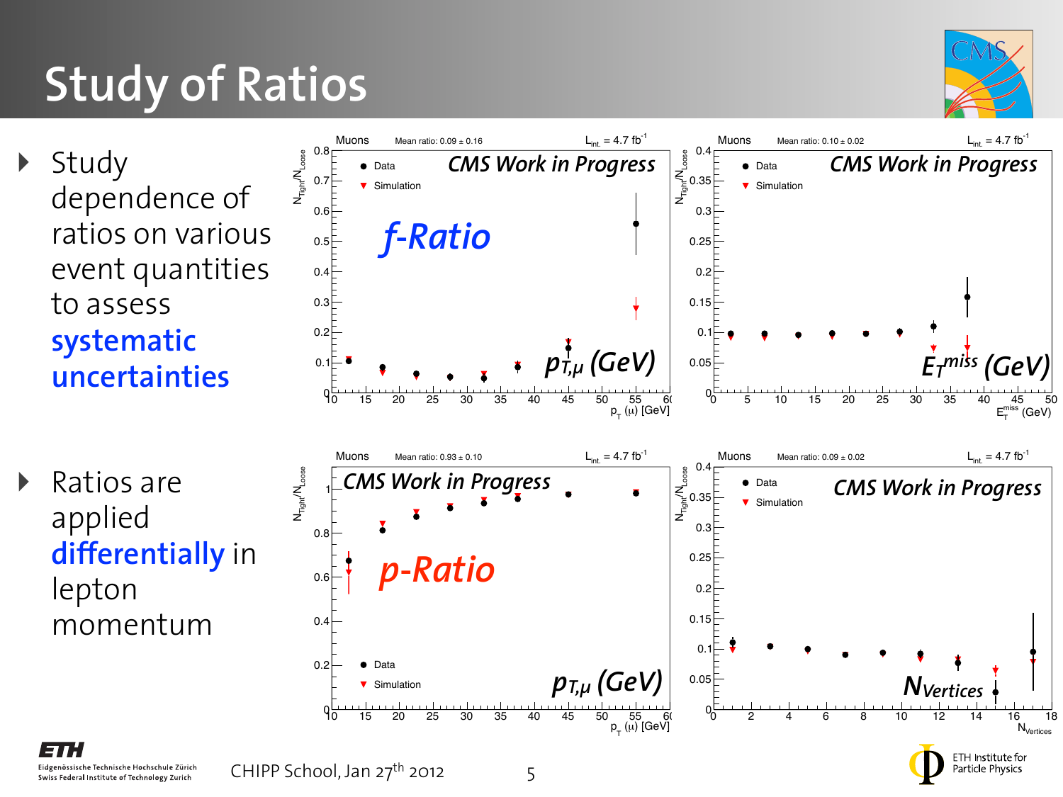# Study of Ratios

- Study dependence of ratios on various event quantities to assess **systematic uncertainties**

- Ratios are applied **differentially** in lepton momentum

Muons — Mean ratio: 0.09 ± 0.16 — $L_{int.} = 4.7\ fb^{-1}$ — CMS Work in Progress — *f-Ratio* — $p_{T,\mu}$ (GeV)

Muons — Mean ratio: 0.10 ± 0.02 — $L_{int.} = 4.7\ fb^{-1}$ — CMS Work in Progress — $E_T^{miss}$ (GeV)

Muons — Mean ratio: 0.93 ± 0.10 — $L_{int.} = 4.7\ fb^{-1}$ — CMS Work in Progress — *p-Ratio* — $p_{T,\mu}$ (GeV)

Muons — Mean ratio: 0.09 ± 0.02 — $L_{int.} = 4.7\ fb^{-1}$ — CMS Work in Progress — $N_{Vertices}$

CHIPP School, Jan 27th 2012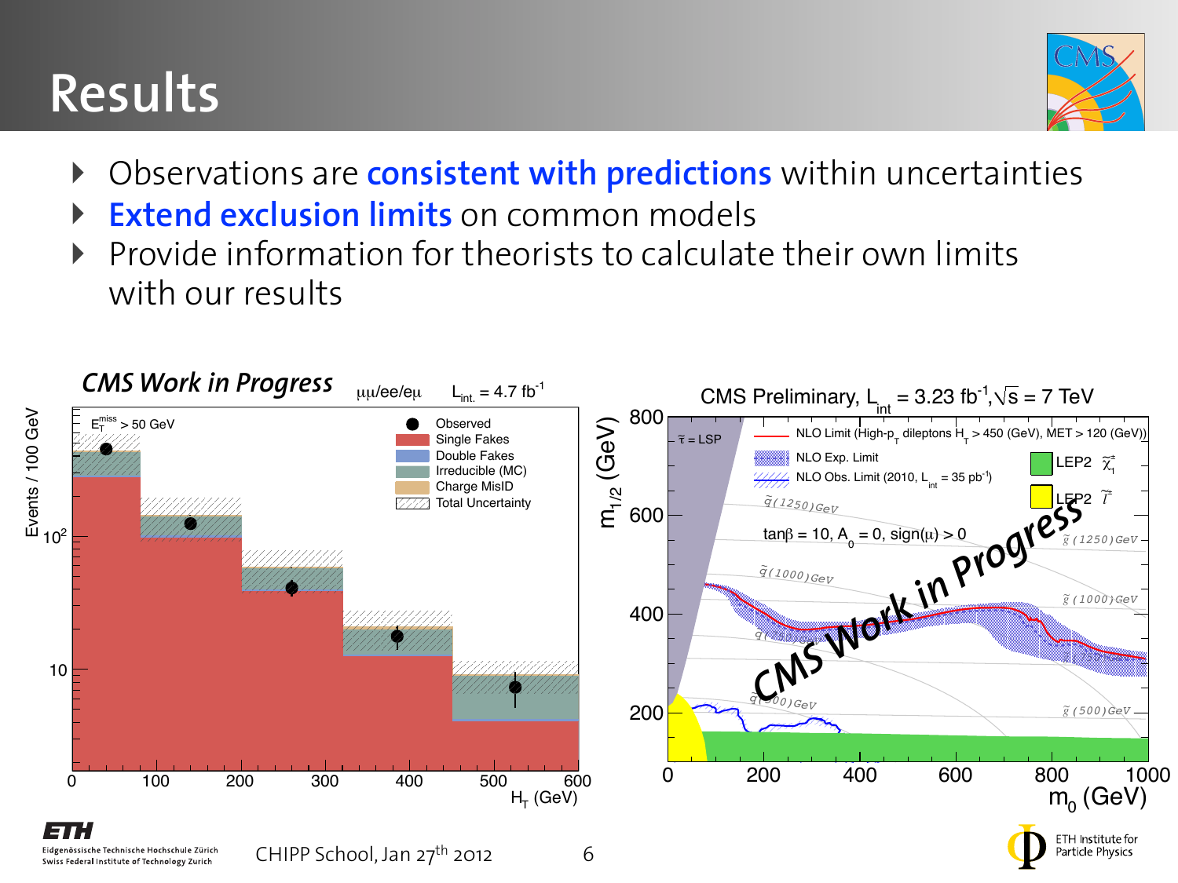# Results

- Observations are **consistent with predictions** within uncertainties
- **Extend exclusion limits** on common models
- Provide information for theorists to calculate their own limits with our results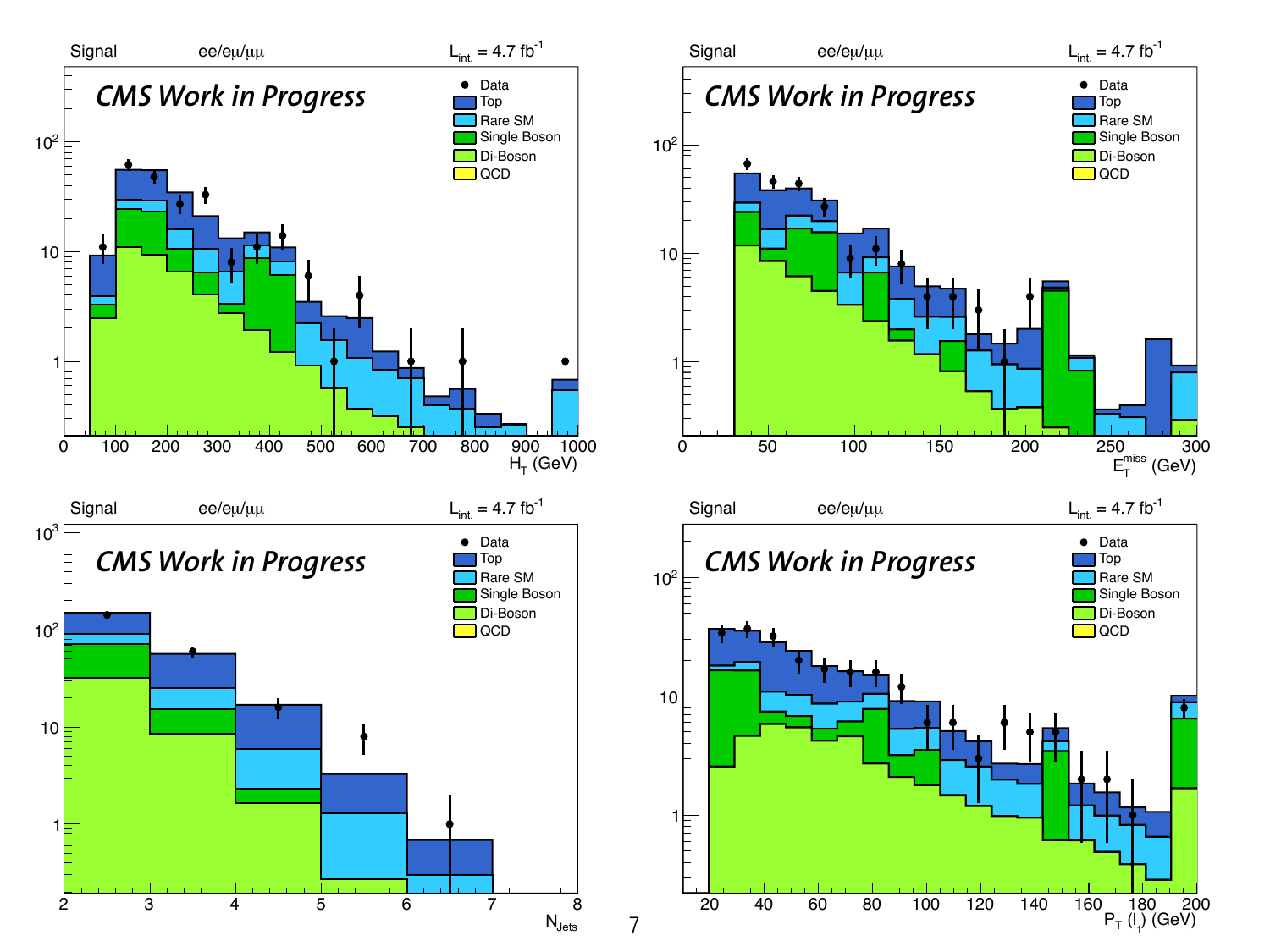Signal ee/eμ/μμ $L_{int.} = 4.7\ fb^{-1}$

CMS Work in Progress

Data
Top
Rare SM
Single Boson
Di-Boson
QCD

$H_T$ (GeV)

Signal ee/eμ/μμ $L_{int.} = 4.7\ fb^{-1}$

CMS Work in Progress

Data
Top
Rare SM
Single Boson
Di-Boson
QCD

$E_T^{miss}$ (GeV)

Signal ee/eμ/μμ $L_{int.} = 4.7\ fb^{-1}$

CMS Work in Progress

Data
Top
Rare SM
Single Boson
Di-Boson
QCD

$N_{Jets}$

Signal ee/eμ/μμ $L_{int.} = 4.7\ fb^{-1}$

CMS Work in Progress

Data
Top
Rare SM
Single Boson
Di-Boson
QCD

$P_T\ (l_1)$ (GeV)